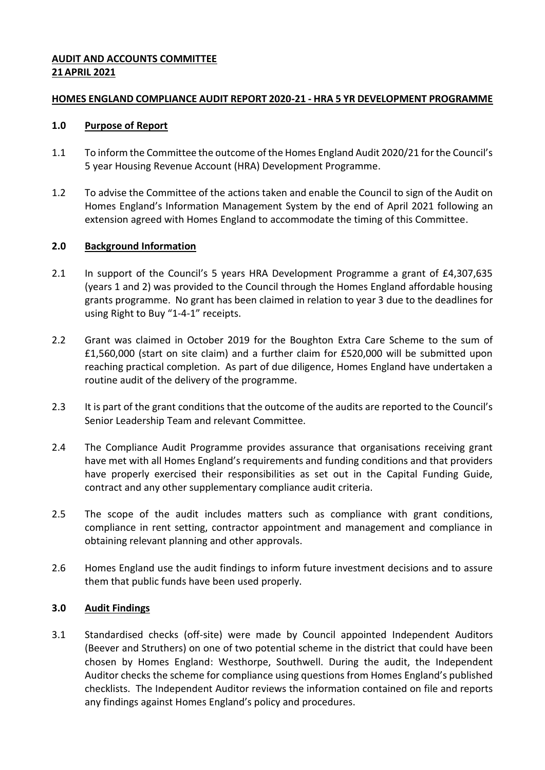**AUDIT AND ACCOUNTS COMMITTEE**
**21 APRIL 2021**

**HOMES ENGLAND COMPLIANCE AUDIT REPORT 2020-21 - HRA 5 YR DEVELOPMENT PROGRAMME**

## 1.0 Purpose of Report

1.1 To inform the Committee the outcome of the Homes England Audit 2020/21 for the Council's 5 year Housing Revenue Account (HRA) Development Programme.

1.2 To advise the Committee of the actions taken and enable the Council to sign of the Audit on Homes England's Information Management System by the end of April 2021 following an extension agreed with Homes England to accommodate the timing of this Committee.

## 2.0 Background Information

2.1 In support of the Council's 5 years HRA Development Programme a grant of £4,307,635 (years 1 and 2) was provided to the Council through the Homes England affordable housing grants programme. No grant has been claimed in relation to year 3 due to the deadlines for using Right to Buy "1-4-1" receipts.

2.2 Grant was claimed in October 2019 for the Boughton Extra Care Scheme to the sum of £1,560,000 (start on site claim) and a further claim for £520,000 will be submitted upon reaching practical completion. As part of due diligence, Homes England have undertaken a routine audit of the delivery of the programme.

2.3 It is part of the grant conditions that the outcome of the audits are reported to the Council's Senior Leadership Team and relevant Committee.

2.4 The Compliance Audit Programme provides assurance that organisations receiving grant have met with all Homes England's requirements and funding conditions and that providers have properly exercised their responsibilities as set out in the Capital Funding Guide, contract and any other supplementary compliance audit criteria.

2.5 The scope of the audit includes matters such as compliance with grant conditions, compliance in rent setting, contractor appointment and management and compliance in obtaining relevant planning and other approvals.

2.6 Homes England use the audit findings to inform future investment decisions and to assure them that public funds have been used properly.

## 3.0 Audit Findings

3.1 Standardised checks (off-site) were made by Council appointed Independent Auditors (Beever and Struthers) on one of two potential scheme in the district that could have been chosen by Homes England: Westhorpe, Southwell. During the audit, the Independent Auditor checks the scheme for compliance using questions from Homes England's published checklists. The Independent Auditor reviews the information contained on file and reports any findings against Homes England's policy and procedures.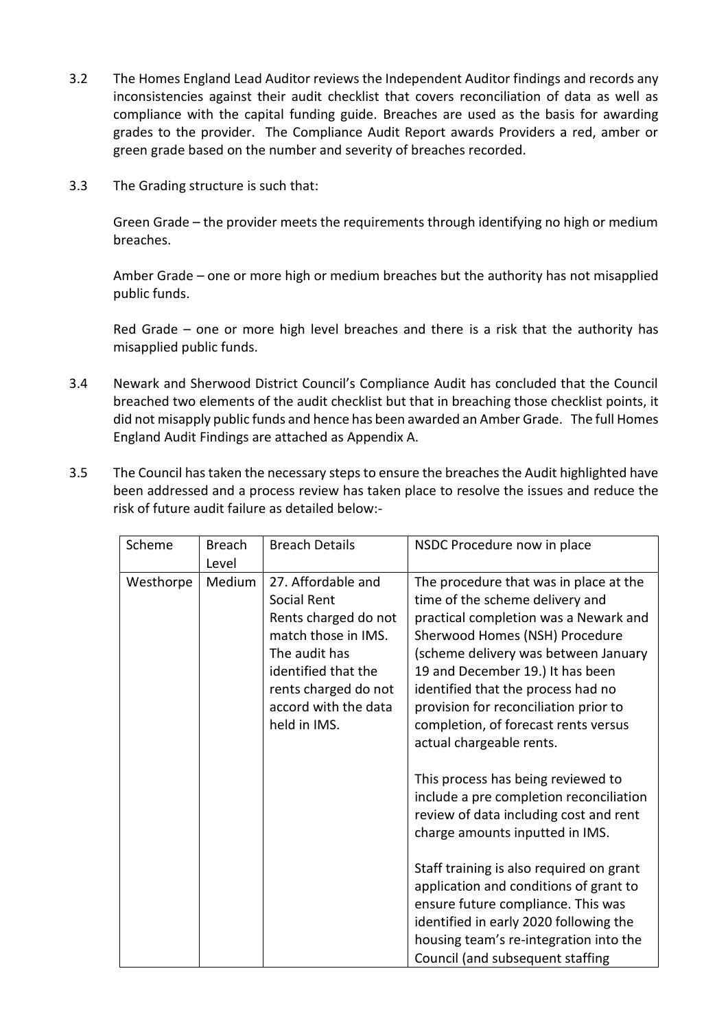3.2 The Homes England Lead Auditor reviews the Independent Auditor findings and records any inconsistencies against their audit checklist that covers reconciliation of data as well as compliance with the capital funding guide. Breaches are used as the basis for awarding grades to the provider. The Compliance Audit Report awards Providers a red, amber or green grade based on the number and severity of breaches recorded.

3.3 The Grading structure is such that:

Green Grade – the provider meets the requirements through identifying no high or medium breaches.

Amber Grade – one or more high or medium breaches but the authority has not misapplied public funds.

Red Grade – one or more high level breaches and there is a risk that the authority has misapplied public funds.

3.4 Newark and Sherwood District Council's Compliance Audit has concluded that the Council breached two elements of the audit checklist but that in breaching those checklist points, it did not misapply public funds and hence has been awarded an Amber Grade. The full Homes England Audit Findings are attached as Appendix A.

3.5 The Council has taken the necessary steps to ensure the breaches the Audit highlighted have been addressed and a process review has taken place to resolve the issues and reduce the risk of future audit failure as detailed below:-

| Scheme | Breach Level | Breach Details | NSDC Procedure now in place |
|---|---|---|---|
| Westhorpe | Medium | 27. Affordable and Social Rent<br>Rents charged do not match those in IMS. The audit has identified that the rents charged do not accord with the data held in IMS. | The procedure that was in place at the time of the scheme delivery and practical completion was a Newark and Sherwood Homes (NSH) Procedure (scheme delivery was between January 19 and December 19.) It has been identified that the process had no provision for reconciliation prior to completion, of forecast rents versus actual chargeable rents.<br><br>This process has being reviewed to include a pre completion reconciliation review of data including cost and rent charge amounts inputted in IMS.<br><br>Staff training is also required on grant application and conditions of grant to ensure future compliance. This was identified in early 2020 following the housing team's re-integration into the Council (and subsequent staffing |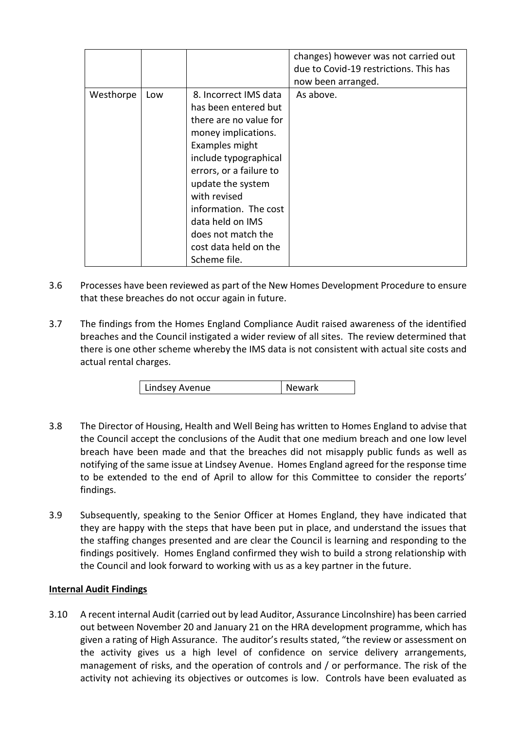| | | | changes) however was not carried out due to Covid-19 restrictions. This has now been arranged. |
|---|---|---|---|
| Westhorpe | Low | 8. Incorrect IMS data has been entered but there are no value for money implications. Examples might include typographical errors, or a failure to update the system with revised information. The cost data held on IMS does not match the cost data held on the Scheme file. | As above. |

3.6 Processes have been reviewed as part of the New Homes Development Procedure to ensure that these breaches do not occur again in future.

3.7 The findings from the Homes England Compliance Audit raised awareness of the identified breaches and the Council instigated a wider review of all sites. The review determined that there is one other scheme whereby the IMS data is not consistent with actual site costs and actual rental charges.

| Lindsey Avenue | Newark |
|---|---|

3.8 The Director of Housing, Health and Well Being has written to Homes England to advise that the Council accept the conclusions of the Audit that one medium breach and one low level breach have been made and that the breaches did not misapply public funds as well as notifying of the same issue at Lindsey Avenue. Homes England agreed for the response time to be extended to the end of April to allow for this Committee to consider the reports' findings.

3.9 Subsequently, speaking to the Senior Officer at Homes England, they have indicated that they are happy with the steps that have been put in place, and understand the issues that the staffing changes presented and are clear the Council is learning and responding to the findings positively. Homes England confirmed they wish to build a strong relationship with the Council and look forward to working with us as a key partner in the future.

**Internal Audit Findings**

3.10 A recent internal Audit (carried out by lead Auditor, Assurance Lincolnshire) has been carried out between November 20 and January 21 on the HRA development programme, which has given a rating of High Assurance. The auditor's results stated, "the review or assessment on the activity gives us a high level of confidence on service delivery arrangements, management of risks, and the operation of controls and / or performance. The risk of the activity not achieving its objectives or outcomes is low. Controls have been evaluated as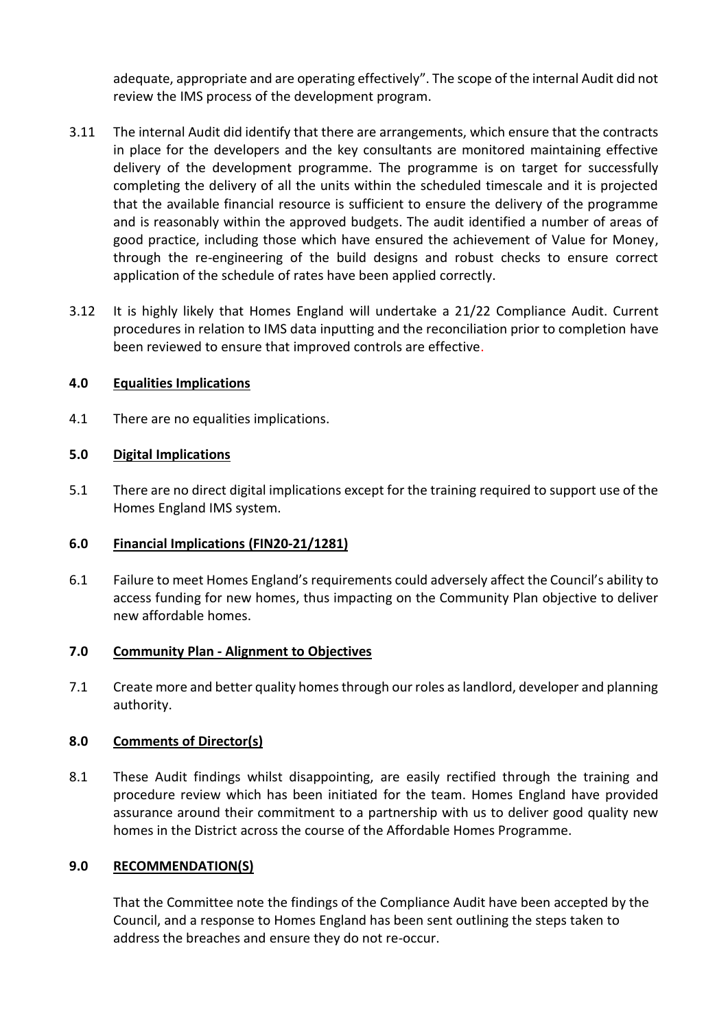adequate, appropriate and are operating effectively". The scope of the internal Audit did not review the IMS process of the development program.

3.11 The internal Audit did identify that there are arrangements, which ensure that the contracts in place for the developers and the key consultants are monitored maintaining effective delivery of the development programme. The programme is on target for successfully completing the delivery of all the units within the scheduled timescale and it is projected that the available financial resource is sufficient to ensure the delivery of the programme and is reasonably within the approved budgets. The audit identified a number of areas of good practice, including those which have ensured the achievement of Value for Money, through the re-engineering of the build designs and robust checks to ensure correct application of the schedule of rates have been applied correctly.

3.12 It is highly likely that Homes England will undertake a 21/22 Compliance Audit. Current procedures in relation to IMS data inputting and the reconciliation prior to completion have been reviewed to ensure that improved controls are effective.

## 4.0 Equalities Implications

4.1 There are no equalities implications.

## 5.0 Digital Implications

5.1 There are no direct digital implications except for the training required to support use of the Homes England IMS system.

## 6.0 Financial Implications (FIN20-21/1281)

6.1 Failure to meet Homes England's requirements could adversely affect the Council's ability to access funding for new homes, thus impacting on the Community Plan objective to deliver new affordable homes.

## 7.0 Community Plan - Alignment to Objectives

7.1 Create more and better quality homes through our roles as landlord, developer and planning authority.

## 8.0 Comments of Director(s)

8.1 These Audit findings whilst disappointing, are easily rectified through the training and procedure review which has been initiated for the team. Homes England have provided assurance around their commitment to a partnership with us to deliver good quality new homes in the District across the course of the Affordable Homes Programme.

## 9.0 RECOMMENDATION(S)

That the Committee note the findings of the Compliance Audit have been accepted by the Council, and a response to Homes England has been sent outlining the steps taken to address the breaches and ensure they do not re-occur.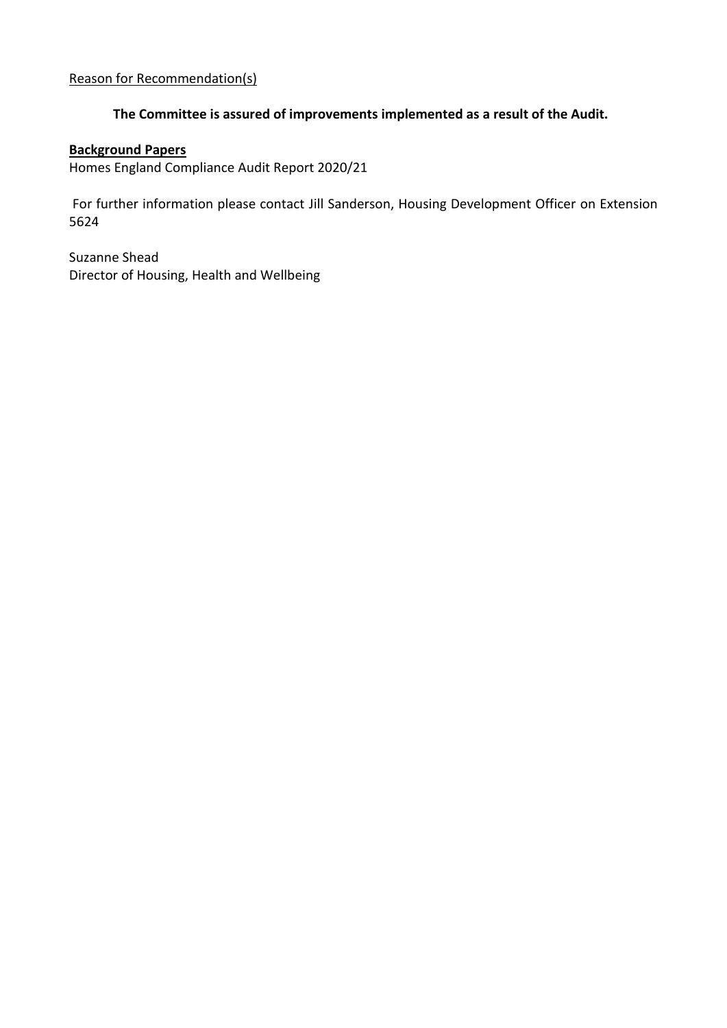Reason for Recommendation(s)

**The Committee is assured of improvements implemented as a result of the Audit.**

**Background Papers**

Homes England Compliance Audit Report 2020/21

For further information please contact Jill Sanderson, Housing Development Officer on Extension 5624

Suzanne Shead
Director of Housing, Health and Wellbeing